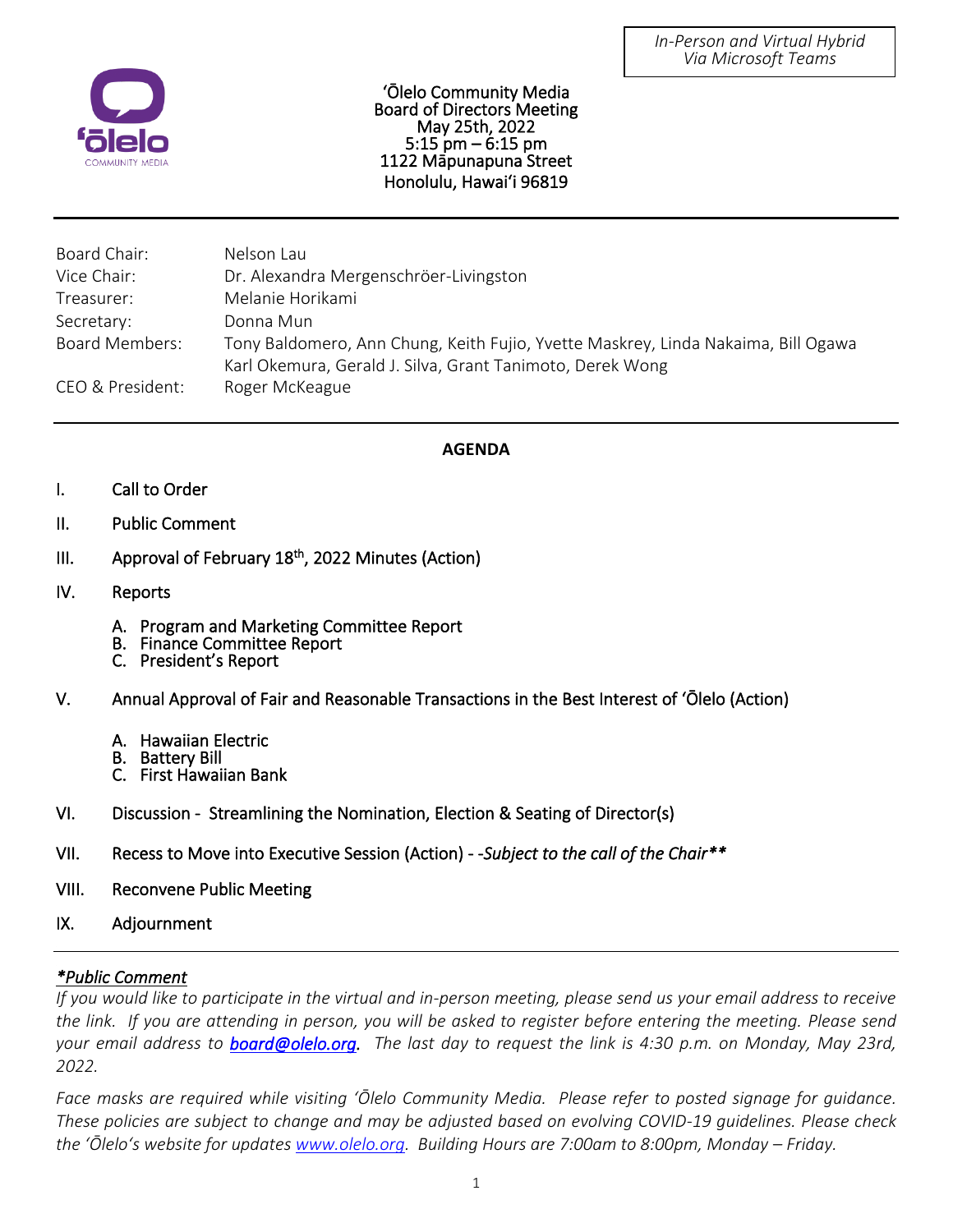*In-Person and Virtual Hybrid*
*Via Microsoft Teams*

ʻŌlelo Community Media
Board of Directors Meeting
May 25th, 2022
5:15 pm – 6:15 pm
1122 Māpunapuna Street
Honolulu, Hawaiʻi 96819

| | |
|---|---|
| Board Chair: | Nelson Lau |
| Vice Chair: | Dr. Alexandra Mergenschröer-Livingston |
| Treasurer: | Melanie Horikami |
| Secretary: | Donna Mun |
| Board Members: | Tony Baldomero, Ann Chung, Keith Fujio, Yvette Maskrey, Linda Nakaima, Bill Ogawa Karl Okemura, Gerald J. Silva, Grant Tanimoto, Derek Wong |
| CEO & President: | Roger McKeague |

**AGENDA**

I. Call to Order

II. Public Comment

III. Approval of February 18th, 2022 Minutes (Action)

IV. Reports

   A. Program and Marketing Committee Report
   B. Finance Committee Report
   C. President's Report

V. Annual Approval of Fair and Reasonable Transactions in the Best Interest of ʻŌlelo (Action)

   A. Hawaiian Electric
   B. Battery Bill
   C. First Hawaiian Bank

VI. Discussion - Streamlining the Nomination, Election & Seating of Director(s)

VII. Recess to Move into Executive Session (Action) - -*Subject to the call of the Chair\*\**

VIII. Reconvene Public Meeting

IX. Adjournment

***\*Public Comment***

*If you would like to participate in the virtual and in-person meeting, please send us your email address to receive the link. If you are attending in person, you will be asked to register before entering the meeting. Please send your email address to **board@olelo.org**. The last day to request the link is 4:30 p.m. on Monday, May 23rd, 2022.*

*Face masks are required while visiting ʻŌlelo Community Media. Please refer to posted signage for guidance. These policies are subject to change and may be adjusted based on evolving COVID-19 guidelines. Please check the ʻŌlelo's website for updates www.olelo.org. Building Hours are 7:00am to 8:00pm, Monday – Friday.*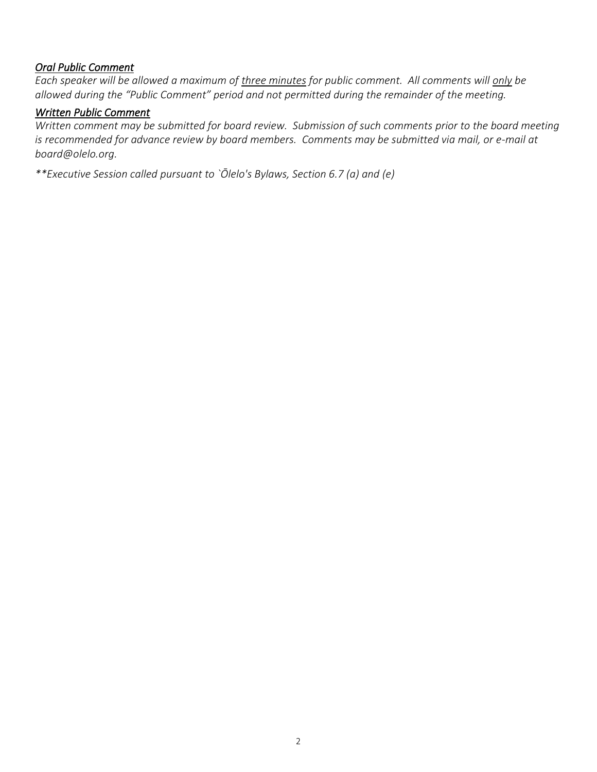***Oral Public Comment***

*Each speaker will be allowed a maximum of <u>three minutes</u> for public comment. All comments will <u>only</u> be allowed during the "Public Comment" period and not permitted during the remainder of the meeting.*

***Written Public Comment***

*Written comment may be submitted for board review. Submission of such comments prior to the board meeting is recommended for advance review by board members. Comments may be submitted via mail, or e-mail at board@olelo.org.*

*\*\*Executive Session called pursuant to `Ōlelo's Bylaws, Section 6.7 (a) and (e)*